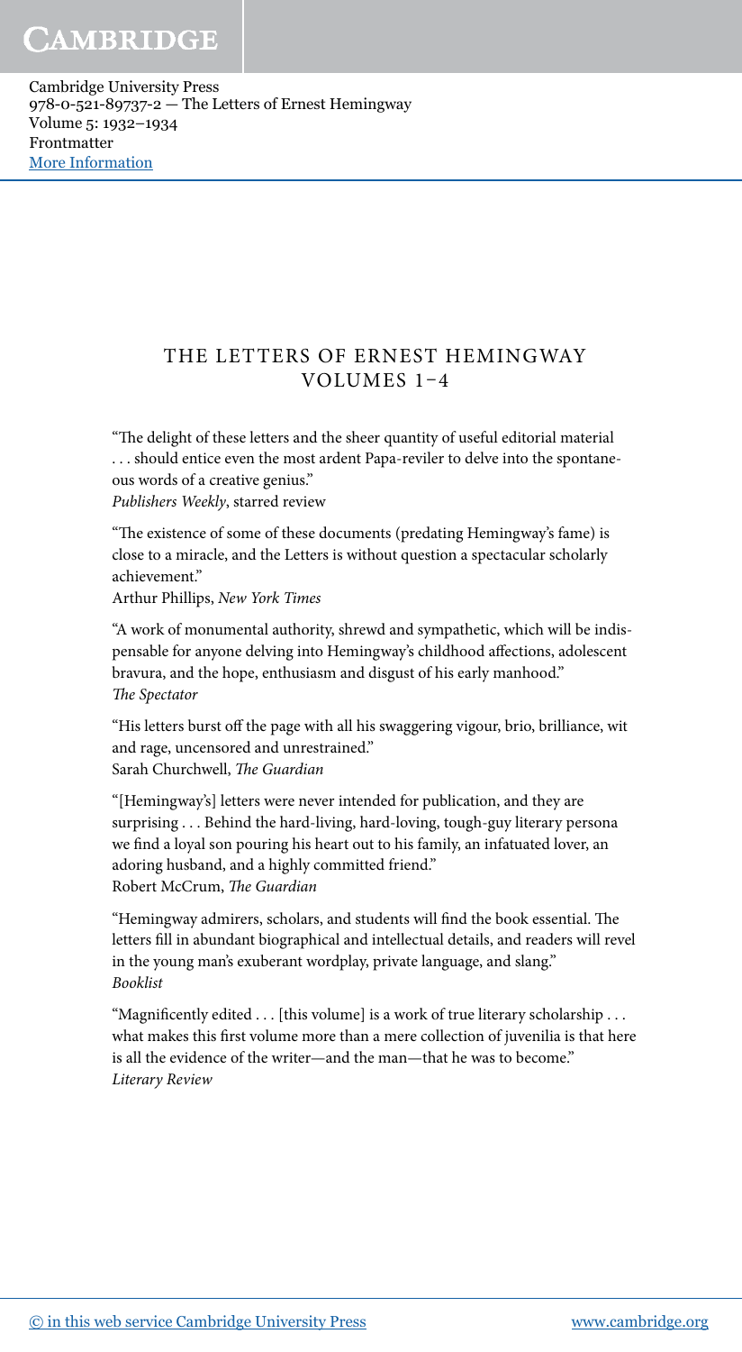## THE LETTERS OF ERNEST HEMINGWAY VOLUMES 1–4

"The delight of these letters and the sheer quantity of useful editorial material . . . should entice even the most ardent Papa-reviler to delve into the spontaneous words of a creative genius."
*Publishers Weekly*, starred review

"The existence of some of these documents (predating Hemingway's fame) is close to a miracle, and the Letters is without question a spectacular scholarly achievement."
Arthur Phillips, *New York Times*

"A work of monumental authority, shrewd and sympathetic, which will be indispensable for anyone delving into Hemingway's childhood affections, adolescent bravura, and the hope, enthusiasm and disgust of his early manhood."
*The Spectator*

"His letters burst off the page with all his swaggering vigour, brio, brilliance, wit and rage, uncensored and unrestrained."
Sarah Churchwell, *The Guardian*

"[Hemingway's] letters were never intended for publication, and they are surprising . . . Behind the hard-living, hard-loving, tough-guy literary persona we find a loyal son pouring his heart out to his family, an infatuated lover, an adoring husband, and a highly committed friend."
Robert McCrum, *The Guardian*

"Hemingway admirers, scholars, and students will find the book essential. The letters fill in abundant biographical and intellectual details, and readers will revel in the young man's exuberant wordplay, private language, and slang."
*Booklist*

"Magnificently edited . . . [this volume] is a work of true literary scholarship . . . what makes this first volume more than a mere collection of juvenilia is that here is all the evidence of the writer—and the man—that he was to become."
*Literary Review*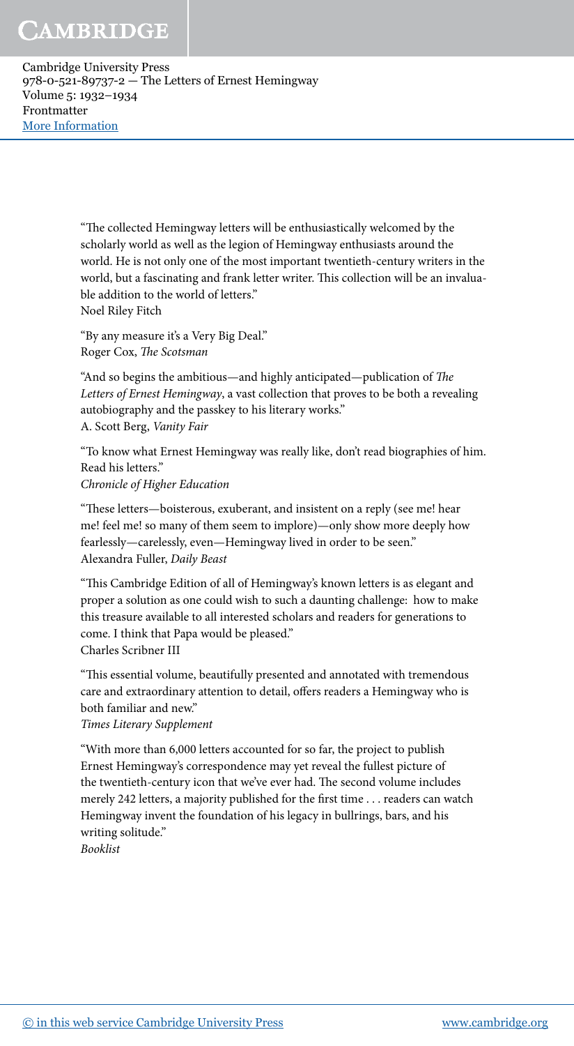"The collected Hemingway letters will be enthusiastically welcomed by the scholarly world as well as the legion of Hemingway enthusiasts around the world. He is not only one of the most important twentieth-century writers in the world, but a fascinating and frank letter writer. This collection will be an invaluable addition to the world of letters."
Noel Riley Fitch

"By any measure it's a Very Big Deal."
Roger Cox, *The Scotsman*

"And so begins the ambitious—and highly anticipated—publication of *The Letters of Ernest Hemingway*, a vast collection that proves to be both a revealing autobiography and the passkey to his literary works."
A. Scott Berg, *Vanity Fair*

"To know what Ernest Hemingway was really like, don't read biographies of him. Read his letters."
*Chronicle of Higher Education*

"These letters—boisterous, exuberant, and insistent on a reply (see me! hear me! feel me! so many of them seem to implore)—only show more deeply how fearlessly—carelessly, even—Hemingway lived in order to be seen."
Alexandra Fuller, *Daily Beast*

"This Cambridge Edition of all of Hemingway's known letters is as elegant and proper a solution as one could wish to such a daunting challenge: how to make this treasure available to all interested scholars and readers for generations to come. I think that Papa would be pleased."
Charles Scribner III

"This essential volume, beautifully presented and annotated with tremendous care and extraordinary attention to detail, offers readers a Hemingway who is both familiar and new."
*Times Literary Supplement*

"With more than 6,000 letters accounted for so far, the project to publish Ernest Hemingway's correspondence may yet reveal the fullest picture of the twentieth-century icon that we've ever had. The second volume includes merely 242 letters, a majority published for the first time . . . readers can watch Hemingway invent the foundation of his legacy in bullrings, bars, and his writing solitude."
*Booklist*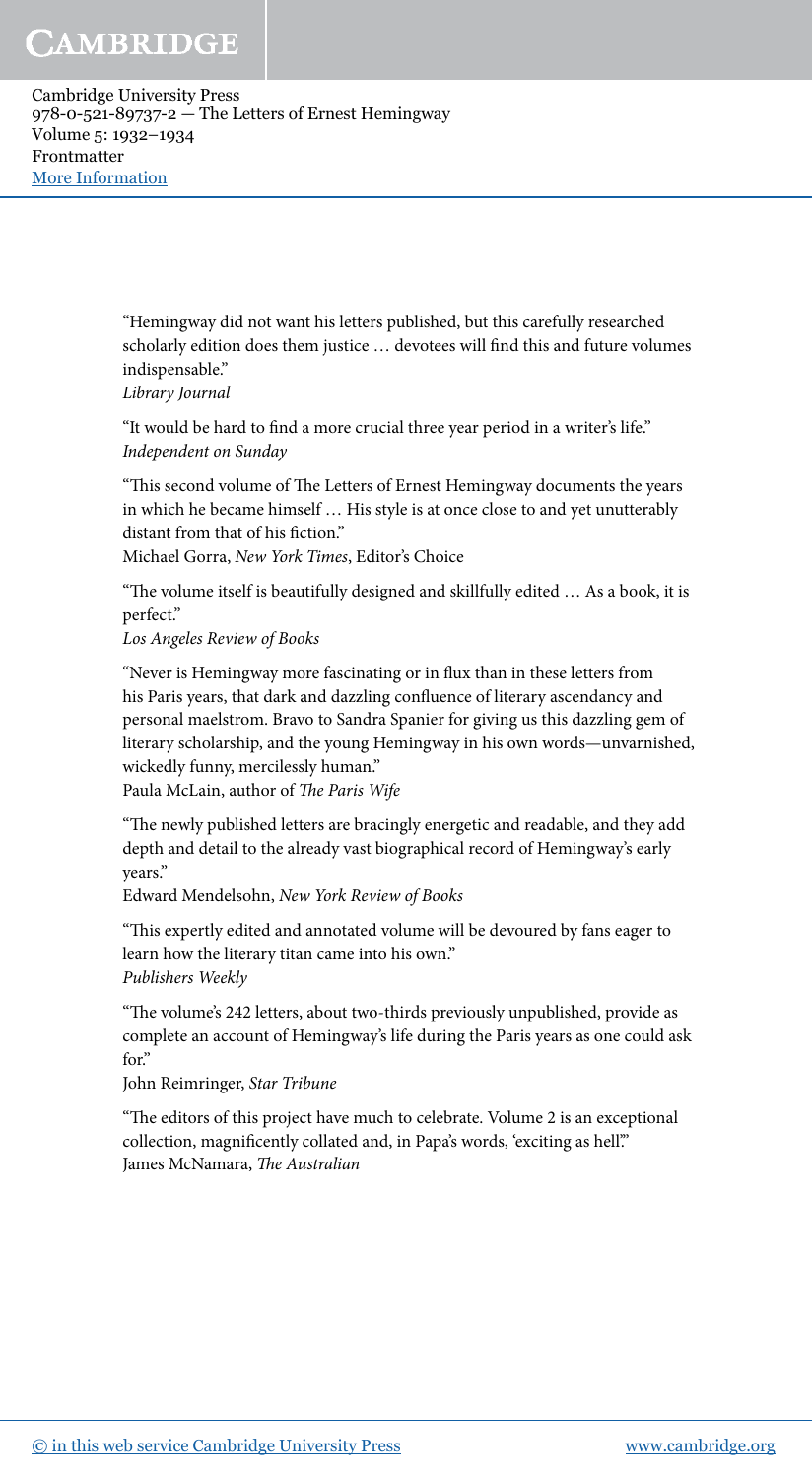"Hemingway did not want his letters published, but this carefully researched scholarly edition does them justice … devotees will find this and future volumes indispensable."
*Library Journal*

"It would be hard to find a more crucial three year period in a writer's life."
*Independent on Sunday*

"This second volume of The Letters of Ernest Hemingway documents the years in which he became himself … His style is at once close to and yet unutterably distant from that of his fiction."
Michael Gorra, *New York Times*, Editor's Choice

"The volume itself is beautifully designed and skillfully edited … As a book, it is perfect."
*Los Angeles Review of Books*

"Never is Hemingway more fascinating or in flux than in these letters from his Paris years, that dark and dazzling confluence of literary ascendancy and personal maelstrom. Bravo to Sandra Spanier for giving us this dazzling gem of literary scholarship, and the young Hemingway in his own words—unvarnished, wickedly funny, mercilessly human."
Paula McLain, author of *The Paris Wife*

"The newly published letters are bracingly energetic and readable, and they add depth and detail to the already vast biographical record of Hemingway's early years."
Edward Mendelsohn, *New York Review of Books*

"This expertly edited and annotated volume will be devoured by fans eager to learn how the literary titan came into his own."
*Publishers Weekly*

"The volume's 242 letters, about two-thirds previously unpublished, provide as complete an account of Hemingway's life during the Paris years as one could ask for."
John Reimringer, *Star Tribune*

"The editors of this project have much to celebrate. Volume 2 is an exceptional collection, magnificently collated and, in Papa's words, 'exciting as hell.'"
James McNamara, *The Australian*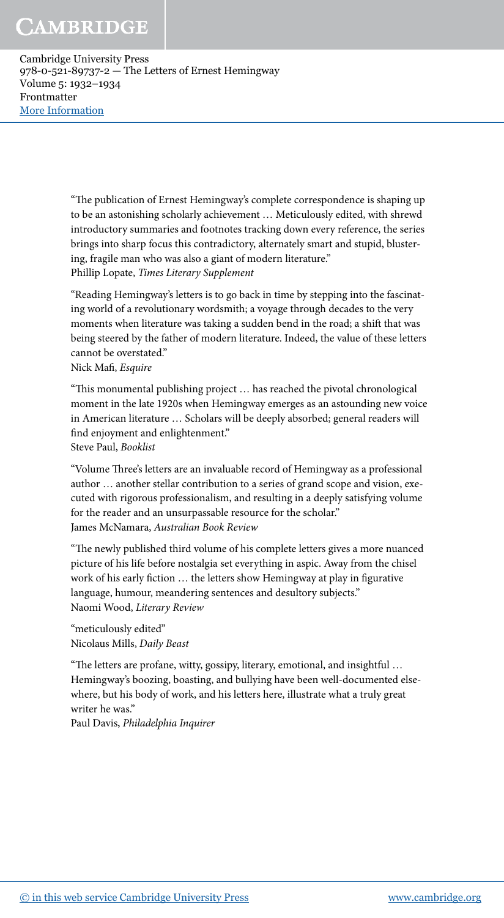"The publication of Ernest Hemingway's complete correspondence is shaping up to be an astonishing scholarly achievement … Meticulously edited, with shrewd introductory summaries and footnotes tracking down every reference, the series brings into sharp focus this contradictory, alternately smart and stupid, blustering, fragile man who was also a giant of modern literature."
Phillip Lopate, *Times Literary Supplement*

"Reading Hemingway's letters is to go back in time by stepping into the fascinating world of a revolutionary wordsmith; a voyage through decades to the very moments when literature was taking a sudden bend in the road; a shift that was being steered by the father of modern literature. Indeed, the value of these letters cannot be overstated."
Nick Mafi, *Esquire*

"This monumental publishing project … has reached the pivotal chronological moment in the late 1920s when Hemingway emerges as an astounding new voice in American literature … Scholars will be deeply absorbed; general readers will find enjoyment and enlightenment."
Steve Paul, *Booklist*

"Volume Three's letters are an invaluable record of Hemingway as a professional author … another stellar contribution to a series of grand scope and vision, executed with rigorous professionalism, and resulting in a deeply satisfying volume for the reader and an unsurpassable resource for the scholar."
James McNamara, *Australian Book Review*

"The newly published third volume of his complete letters gives a more nuanced picture of his life before nostalgia set everything in aspic. Away from the chisel work of his early fiction … the letters show Hemingway at play in figurative language, humour, meandering sentences and desultory subjects."
Naomi Wood, *Literary Review*

"meticulously edited"
Nicolaus Mills, *Daily Beast*

"The letters are profane, witty, gossipy, literary, emotional, and insightful … Hemingway's boozing, boasting, and bullying have been well-documented elsewhere, but his body of work, and his letters here, illustrate what a truly great writer he was."
Paul Davis, *Philadelphia Inquirer*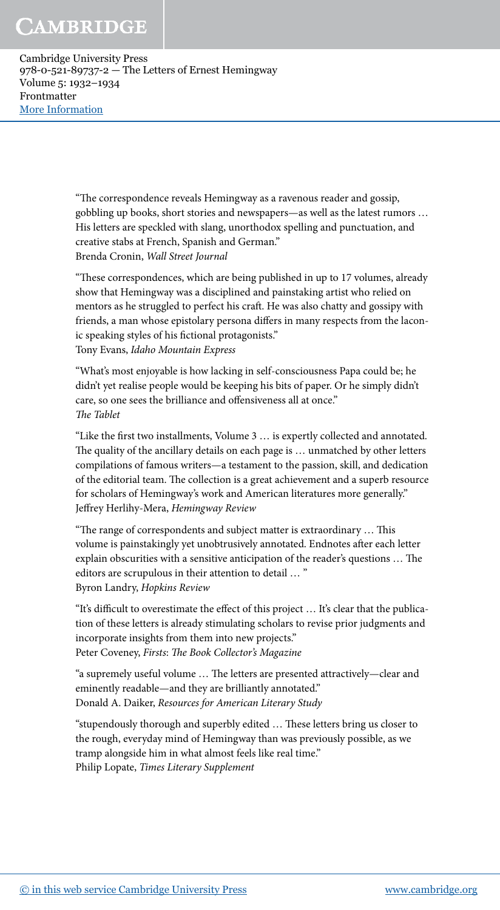"The correspondence reveals Hemingway as a ravenous reader and gossip, gobbling up books, short stories and newspapers—as well as the latest rumors … His letters are speckled with slang, unorthodox spelling and punctuation, and creative stabs at French, Spanish and German."
Brenda Cronin, *Wall Street Journal*

"These correspondences, which are being published in up to 17 volumes, already show that Hemingway was a disciplined and painstaking artist who relied on mentors as he struggled to perfect his craft. He was also chatty and gossipy with friends, a man whose epistolary persona differs in many respects from the laconic speaking styles of his fictional protagonists."
Tony Evans, *Idaho Mountain Express*

"What's most enjoyable is how lacking in self-consciousness Papa could be; he didn't yet realise people would be keeping his bits of paper. Or he simply didn't care, so one sees the brilliance and offensiveness all at once."
*The Tablet*

"Like the first two installments, Volume 3 … is expertly collected and annotated. The quality of the ancillary details on each page is … unmatched by other letters compilations of famous writers—a testament to the passion, skill, and dedication of the editorial team. The collection is a great achievement and a superb resource for scholars of Hemingway's work and American literatures more generally."
Jeffrey Herlihy-Mera, *Hemingway Review*

"The range of correspondents and subject matter is extraordinary … This volume is painstakingly yet unobtrusively annotated. Endnotes after each letter explain obscurities with a sensitive anticipation of the reader's questions … The editors are scrupulous in their attention to detail … "
Byron Landry, *Hopkins Review*

"It's difficult to overestimate the effect of this project … It's clear that the publication of these letters is already stimulating scholars to revise prior judgments and incorporate insights from them into new projects."
Peter Coveney, *Firsts: The Book Collector's Magazine*

"a supremely useful volume … The letters are presented attractively—clear and eminently readable—and they are brilliantly annotated."
Donald A. Daiker, *Resources for American Literary Study*

"stupendously thorough and superbly edited … These letters bring us closer to the rough, everyday mind of Hemingway than was previously possible, as we tramp alongside him in what almost feels like real time."
Philip Lopate, *Times Literary Supplement*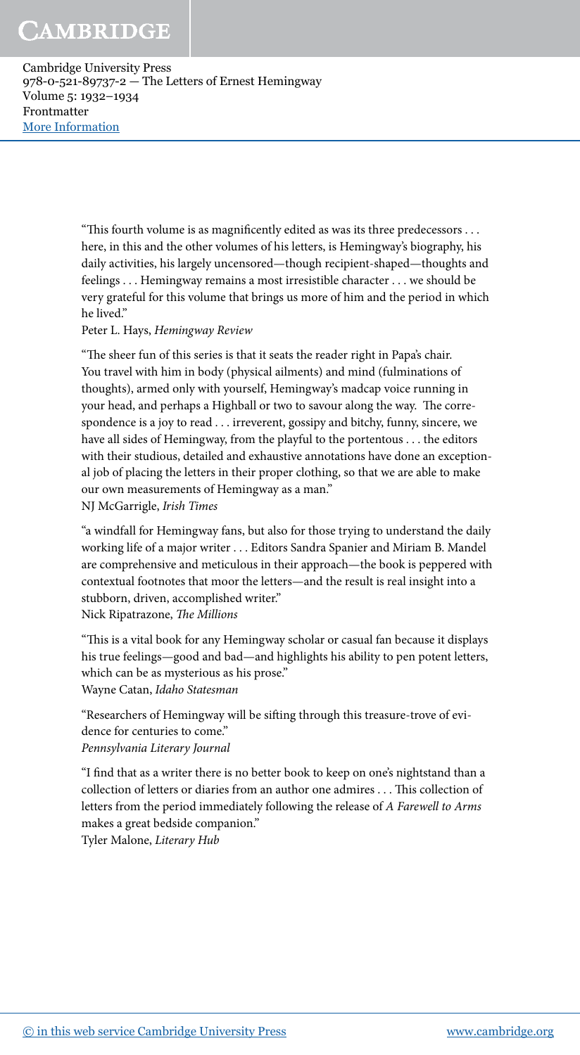"This fourth volume is as magnificently edited as was its three predecessors . . . here, in this and the other volumes of his letters, is Hemingway's biography, his daily activities, his largely uncensored—though recipient-shaped—thoughts and feelings . . . Hemingway remains a most irresistible character . . . we should be very grateful for this volume that brings us more of him and the period in which he lived."
Peter L. Hays, *Hemingway Review*

"The sheer fun of this series is that it seats the reader right in Papa's chair. You travel with him in body (physical ailments) and mind (fulminations of thoughts), armed only with yourself, Hemingway's madcap voice running in your head, and perhaps a Highball or two to savour along the way. The correspondence is a joy to read . . . irreverent, gossipy and bitchy, funny, sincere, we have all sides of Hemingway, from the playful to the portentous . . . the editors with their studious, detailed and exhaustive annotations have done an exceptional job of placing the letters in their proper clothing, so that we are able to make our own measurements of Hemingway as a man."
NJ McGarrigle, *Irish Times*

"a windfall for Hemingway fans, but also for those trying to understand the daily working life of a major writer . . . Editors Sandra Spanier and Miriam B. Mandel are comprehensive and meticulous in their approach—the book is peppered with contextual footnotes that moor the letters—and the result is real insight into a stubborn, driven, accomplished writer."
Nick Ripatrazone, *The Millions*

"This is a vital book for any Hemingway scholar or casual fan because it displays his true feelings—good and bad—and highlights his ability to pen potent letters, which can be as mysterious as his prose."
Wayne Catan, *Idaho Statesman*

"Researchers of Hemingway will be sifting through this treasure-trove of evidence for centuries to come."
*Pennsylvania Literary Journal*

"I find that as a writer there is no better book to keep on one's nightstand than a collection of letters or diaries from an author one admires . . . This collection of letters from the period immediately following the release of *A Farewell to Arms* makes a great bedside companion."
Tyler Malone, *Literary Hub*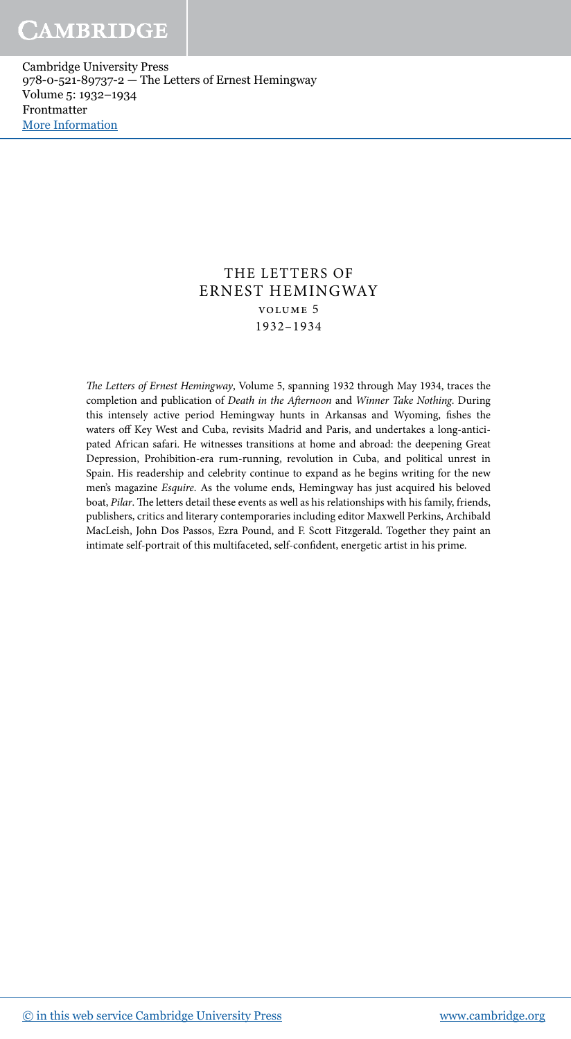# THE LETTERS OF ERNEST HEMINGWAY

## VOLUME 5

## 1932–1934

*The Letters of Ernest Hemingway*, Volume 5, spanning 1932 through May 1934, traces the completion and publication of *Death in the Afternoon* and *Winner Take Nothing*. During this intensely active period Hemingway hunts in Arkansas and Wyoming, fishes the waters off Key West and Cuba, revisits Madrid and Paris, and undertakes a long-anticipated African safari. He witnesses transitions at home and abroad: the deepening Great Depression, Prohibition-era rum-running, revolution in Cuba, and political unrest in Spain. His readership and celebrity continue to expand as he begins writing for the new men's magazine *Esquire*. As the volume ends, Hemingway has just acquired his beloved boat, *Pilar*. The letters detail these events as well as his relationships with his family, friends, publishers, critics and literary contemporaries including editor Maxwell Perkins, Archibald MacLeish, John Dos Passos, Ezra Pound, and F. Scott Fitzgerald. Together they paint an intimate self-portrait of this multifaceted, self-confident, energetic artist in his prime.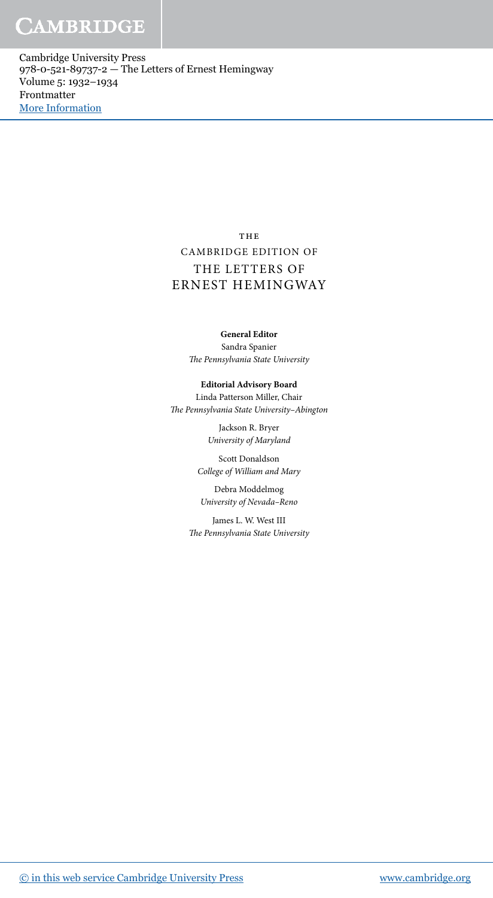THE

CAMBRIDGE EDITION OF

THE LETTERS OF

ERNEST HEMINGWAY

**General Editor**

Sandra Spanier

*The Pennsylvania State University*

**Editorial Advisory Board**

Linda Patterson Miller, Chair

*The Pennsylvania State University–Abington*

Jackson R. Bryer

*University of Maryland*

Scott Donaldson

*College of William and Mary*

Debra Moddelmog

*University of Nevada–Reno*

James L. W. West III

*The Pennsylvania State University*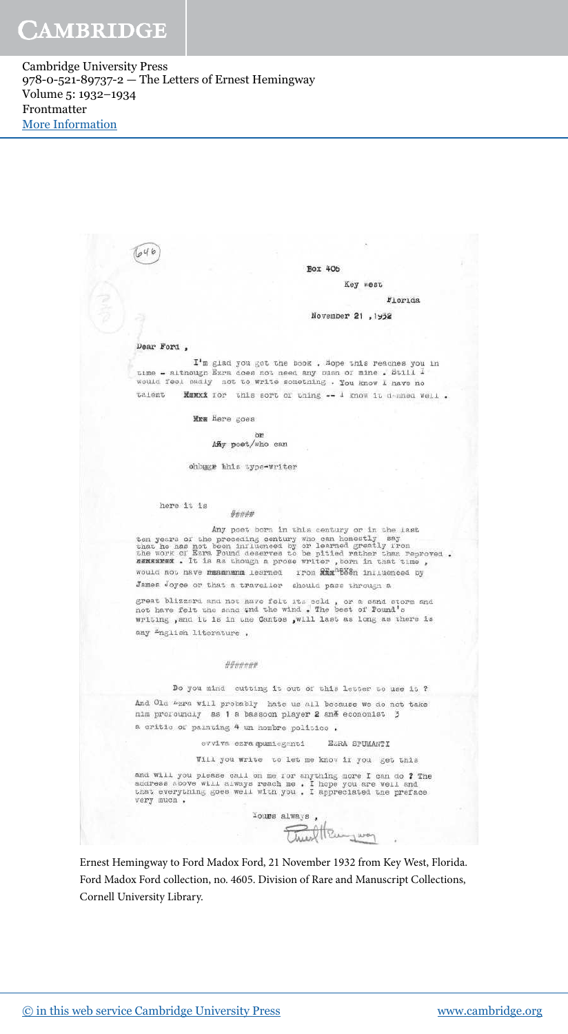646

Box 406

Key West

Florida

November 21 , 1932

Dear Ford ,

I'm glad you got the book . Hope this reaches you in time – although Ezra does not need any push of mine . Still I would feel badly not to write something . You know I have no talent XXXXX for this sort of thing -- I know it damned well .

XXX Here goes

or

Any poet/who can

ohbugr this type-writer

here it is

####

Any poet born in this century or in the last ten years of the preceding century who can honestly say that he has not been influenced by or learned greatly from the work of Ezra Pound deserves to be pitied rather than reproved . XXXXXXX . It is as though a prose writer , born in that time , would not have XXXXXXX learned from XXX never been influenced by James Joyce or that a traveller should pass through a great blizzard and not have felt its cold , or a sand storm and not have felt the sand and the wind . The best of Pound's writing , and it is in the Cantos , will last as long as there is any English literature .

######

Do you mind cutting it out of this letter to use it ?

And Old Ezra will probably hate us all because we do not take him profoundly as 1 a bassoon player 2 and economist 3 a critic of painting 4 un hombre politico .

evviva ezra spumiegenti EZRA SPUMANTI

Will you write to let me know if you get this and will you please call on me for anything more I can do ? The address above will always reach me . I hope you are well and that everything goes well with you . I appreciated the preface very much .

Yours always ,

Ernest Hemingway

Ernest Hemingway to Ford Madox Ford, 21 November 1932 from Key West, Florida. Ford Madox Ford collection, no. 4605. Division of Rare and Manuscript Collections, Cornell University Library.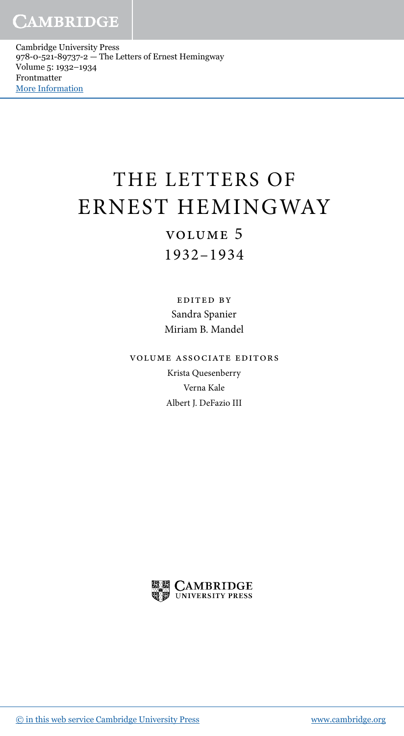# THE LETTERS OF ERNEST HEMINGWAY

## VOLUME 5

## 1932–1934

EDITED BY

Sandra Spanier

Miriam B. Mandel

VOLUME ASSOCIATE EDITORS

Krista Quesenberry

Verna Kale

Albert J. DeFazio III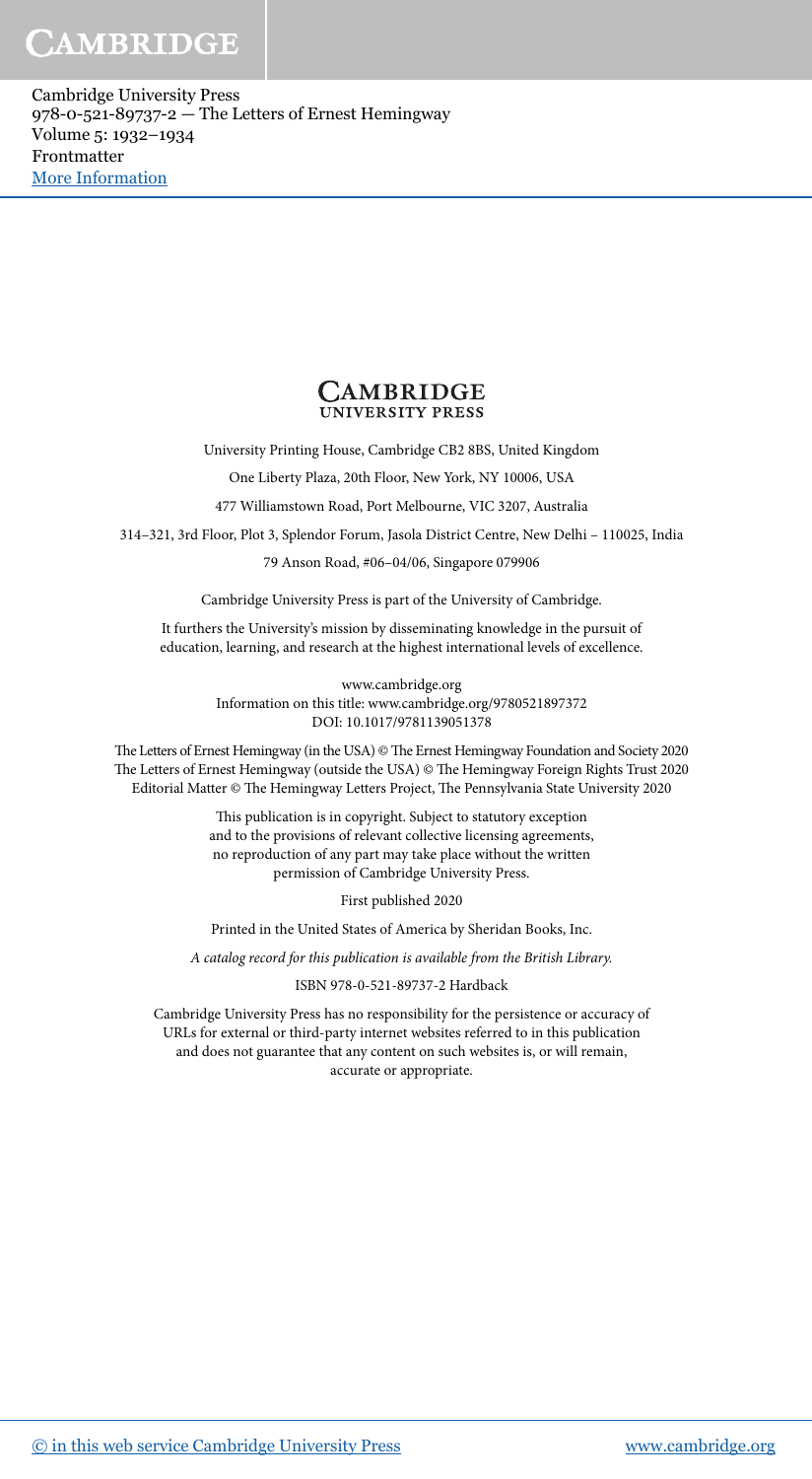**CAMBRIDGE**
**UNIVERSITY PRESS**

University Printing House, Cambridge CB2 8BS, United Kingdom

One Liberty Plaza, 20th Floor, New York, NY 10006, USA

477 Williamstown Road, Port Melbourne, VIC 3207, Australia

314–321, 3rd Floor, Plot 3, Splendor Forum, Jasola District Centre, New Delhi – 110025, India

79 Anson Road, #06–04/06, Singapore 079906

Cambridge University Press is part of the University of Cambridge.

It furthers the University's mission by disseminating knowledge in the pursuit of education, learning, and research at the highest international levels of excellence.

www.cambridge.org
Information on this title: www.cambridge.org/9780521897372
DOI: 10.1017/9781139051378

The Letters of Ernest Hemingway (in the USA) © The Ernest Hemingway Foundation and Society 2020
The Letters of Ernest Hemingway (outside the USA) © The Hemingway Foreign Rights Trust 2020
Editorial Matter © The Hemingway Letters Project, The Pennsylvania State University 2020

This publication is in copyright. Subject to statutory exception and to the provisions of relevant collective licensing agreements, no reproduction of any part may take place without the written permission of Cambridge University Press.

First published 2020

Printed in the United States of America by Sheridan Books, Inc.

*A catalog record for this publication is available from the British Library.*

ISBN 978-0-521-89737-2 Hardback

Cambridge University Press has no responsibility for the persistence or accuracy of URLs for external or third-party internet websites referred to in this publication and does not guarantee that any content on such websites is, or will remain, accurate or appropriate.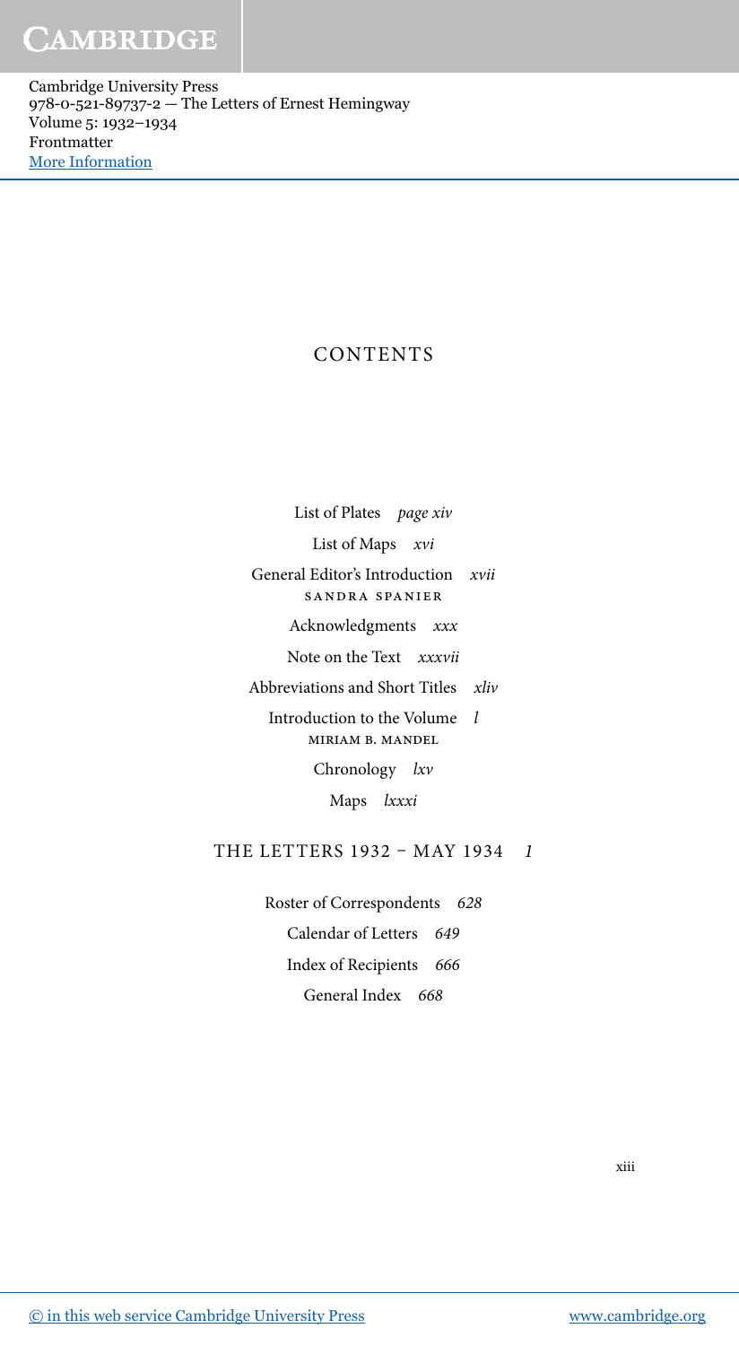# CONTENTS

List of Plates *page xiv*

List of Maps *xvi*

General Editor's Introduction *xvii*
SANDRA SPANIER

Acknowledgments *xxx*

Note on the Text *xxxvii*

Abbreviations and Short Titles *xliv*

Introduction to the Volume *l*
MIRIAM B. MANDEL

Chronology *lxv*

Maps *lxxxi*

THE LETTERS 1932 – MAY 1934 *1*

Roster of Correspondents *628*

Calendar of Letters *649*

Index of Recipients *666*

General Index *668*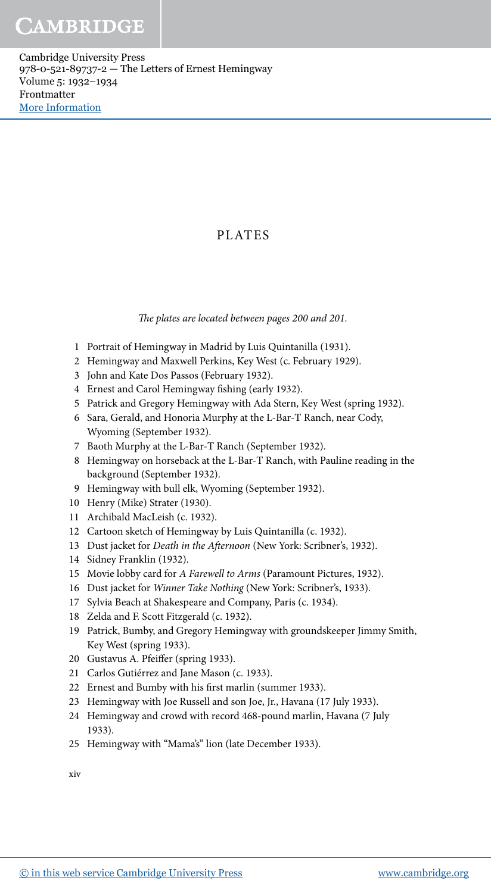# PLATES

*The plates are located between pages 200 and 201.*

1. Portrait of Hemingway in Madrid by Luis Quintanilla (1931).
2. Hemingway and Maxwell Perkins, Key West (c. February 1929).
3. John and Kate Dos Passos (February 1932).
4. Ernest and Carol Hemingway fishing (early 1932).
5. Patrick and Gregory Hemingway with Ada Stern, Key West (spring 1932).
6. Sara, Gerald, and Honoria Murphy at the L-Bar-T Ranch, near Cody, Wyoming (September 1932).
7. Baoth Murphy at the L-Bar-T Ranch (September 1932).
8. Hemingway on horseback at the L-Bar-T Ranch, with Pauline reading in the background (September 1932).
9. Hemingway with bull elk, Wyoming (September 1932).
10. Henry (Mike) Strater (1930).
11. Archibald MacLeish (c. 1932).
12. Cartoon sketch of Hemingway by Luis Quintanilla (c. 1932).
13. Dust jacket for *Death in the Afternoon* (New York: Scribner's, 1932).
14. Sidney Franklin (1932).
15. Movie lobby card for *A Farewell to Arms* (Paramount Pictures, 1932).
16. Dust jacket for *Winner Take Nothing* (New York: Scribner's, 1933).
17. Sylvia Beach at Shakespeare and Company, Paris (c. 1934).
18. Zelda and F. Scott Fitzgerald (c. 1932).
19. Patrick, Bumby, and Gregory Hemingway with groundskeeper Jimmy Smith, Key West (spring 1933).
20. Gustavus A. Pfeiffer (spring 1933).
21. Carlos Gutiérrez and Jane Mason (c. 1933).
22. Ernest and Bumby with his first marlin (summer 1933).
23. Hemingway with Joe Russell and son Joe, Jr., Havana (17 July 1933).
24. Hemingway and crowd with record 468-pound marlin, Havana (7 July 1933).
25. Hemingway with "Mama's" lion (late December 1933).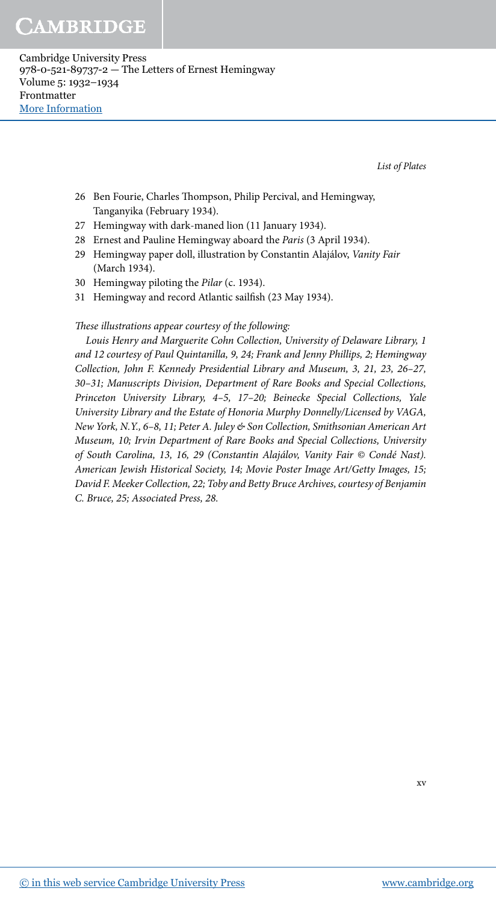26 Ben Fourie, Charles Thompson, Philip Percival, and Hemingway, Tanganyika (February 1934).
27 Hemingway with dark-maned lion (11 January 1934).
28 Ernest and Pauline Hemingway aboard the *Paris* (3 April 1934).
29 Hemingway paper doll, illustration by Constantin Alajálov, *Vanity Fair* (March 1934).
30 Hemingway piloting the *Pilar* (c. 1934).
31 Hemingway and record Atlantic sailfish (23 May 1934).

*These illustrations appear courtesy of the following:*

*Louis Henry and Marguerite Cohn Collection, University of Delaware Library, 1 and 12 courtesy of Paul Quintanilla, 9, 24; Frank and Jenny Phillips, 2; Hemingway Collection, John F. Kennedy Presidential Library and Museum, 3, 21, 23, 26–27, 30–31; Manuscripts Division, Department of Rare Books and Special Collections, Princeton University Library, 4–5, 17–20; Beinecke Special Collections, Yale University Library and the Estate of Honoria Murphy Donnelly/Licensed by VAGA, New York, N.Y., 6–8, 11; Peter A. Juley & Son Collection, Smithsonian American Art Museum, 10; Irvin Department of Rare Books and Special Collections, University of South Carolina, 13, 16, 29 (Constantin Alajálov, Vanity Fair © Condé Nast). American Jewish Historical Society, 14; Movie Poster Image Art/Getty Images, 15; David F. Meeker Collection, 22; Toby and Betty Bruce Archives, courtesy of Benjamin C. Bruce, 25; Associated Press, 28.*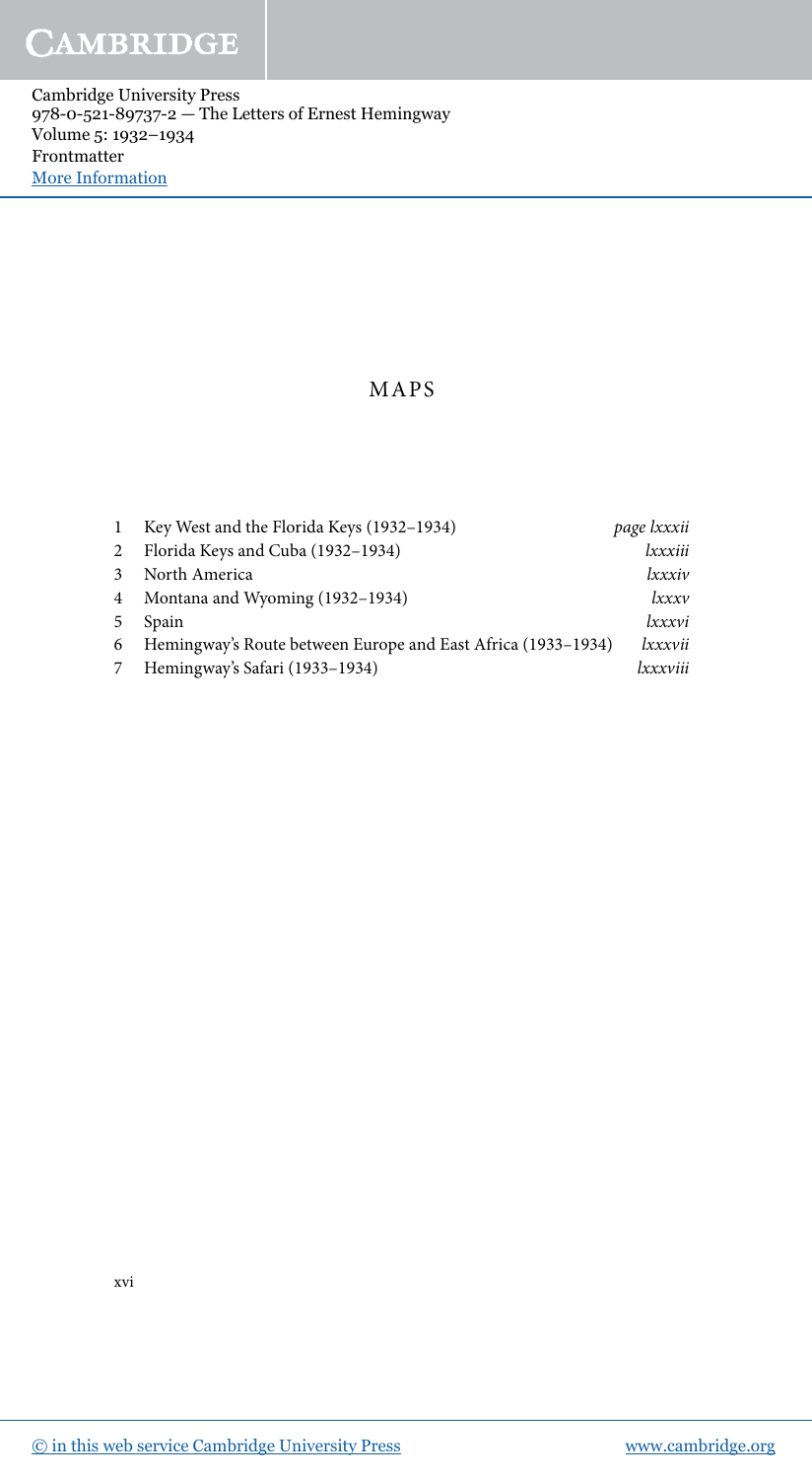# MAPS

| | | |
|---|---|---|
| 1 | Key West and the Florida Keys (1932–1934) | *page lxxxii* |
| 2 | Florida Keys and Cuba (1932–1934) | *lxxxiii* |
| 3 | North America | *lxxxiv* |
| 4 | Montana and Wyoming (1932–1934) | *lxxxv* |
| 5 | Spain | *lxxxvi* |
| 6 | Hemingway's Route between Europe and East Africa (1933–1934) | *lxxxvii* |
| 7 | Hemingway's Safari (1933–1934) | *lxxxviii* |